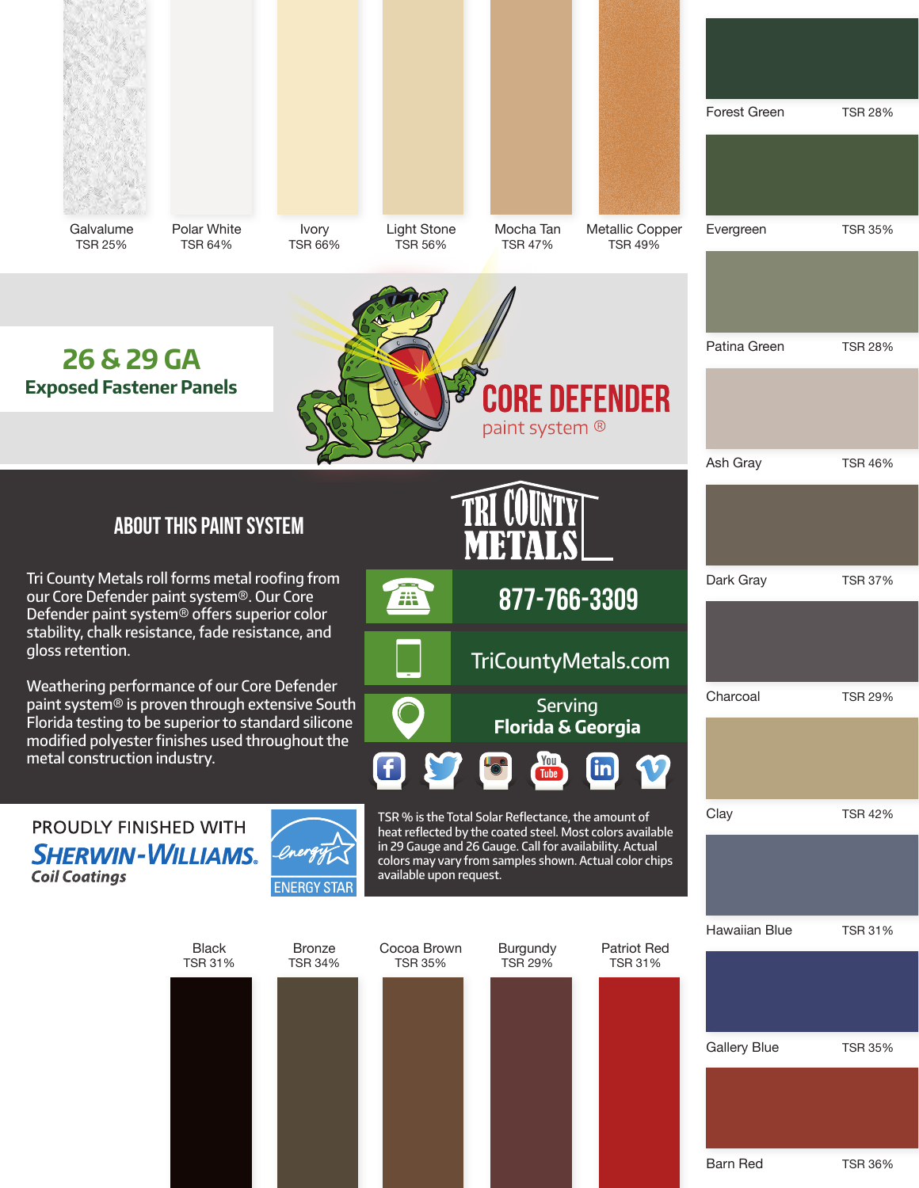| Color | TSR |
| --- | --- |
| Galvalume | TSR 25% |
| Polar White | TSR 64% |
| Ivory | TSR 66% |
| Light Stone | TSR 56% |
| Mocha Tan | TSR 47% |
| Metallic Copper | TSR 49% |

# 26 & 29 GA

## Exposed Fastener Panels

**CORE DEFENDER**
paint system ®

## ABOUT THIS PAINT SYSTEM

Tri County Metals roll forms metal roofing from our Core Defender paint system®. Our Core Defender paint system® offers superior color stability, chalk resistance, fade resistance, and gloss retention.

Weathering performance of our Core Defender paint system® is proven through extensive South Florida testing to be superior to standard silicone modified polyester finishes used throughout the metal construction industry.

**TRI COUNTY METALS**

877-766-3309

TriCountyMetals.com

Serving
**Florida & Georgia**

PROUDLY FINISHED WITH
**SHERWIN-WILLIAMS.**
*Coil Coatings*

ENERGY STAR

TSR % is the Total Solar Reflectance, the amount of heat reflected by the coated steel. Most colors available in 29 Gauge and 26 Gauge. Call for availability. Actual colors may vary from samples shown. Actual color chips available upon request.

| Color | TSR |
| --- | --- |
| Black | TSR 31% |
| Bronze | TSR 34% |
| Cocoa Brown | TSR 35% |
| Burgundy | TSR 29% |
| Patriot Red | TSR 31% |

| Color | TSR |
| --- | --- |
| Forest Green | TSR 28% |
| Evergreen | TSR 35% |
| Patina Green | TSR 28% |
| Ash Gray | TSR 46% |
| Dark Gray | TSR 37% |
| Charcoal | TSR 29% |
| Clay | TSR 42% |
| Hawaiian Blue | TSR 31% |
| Gallery Blue | TSR 35% |
| Barn Red | TSR 36% |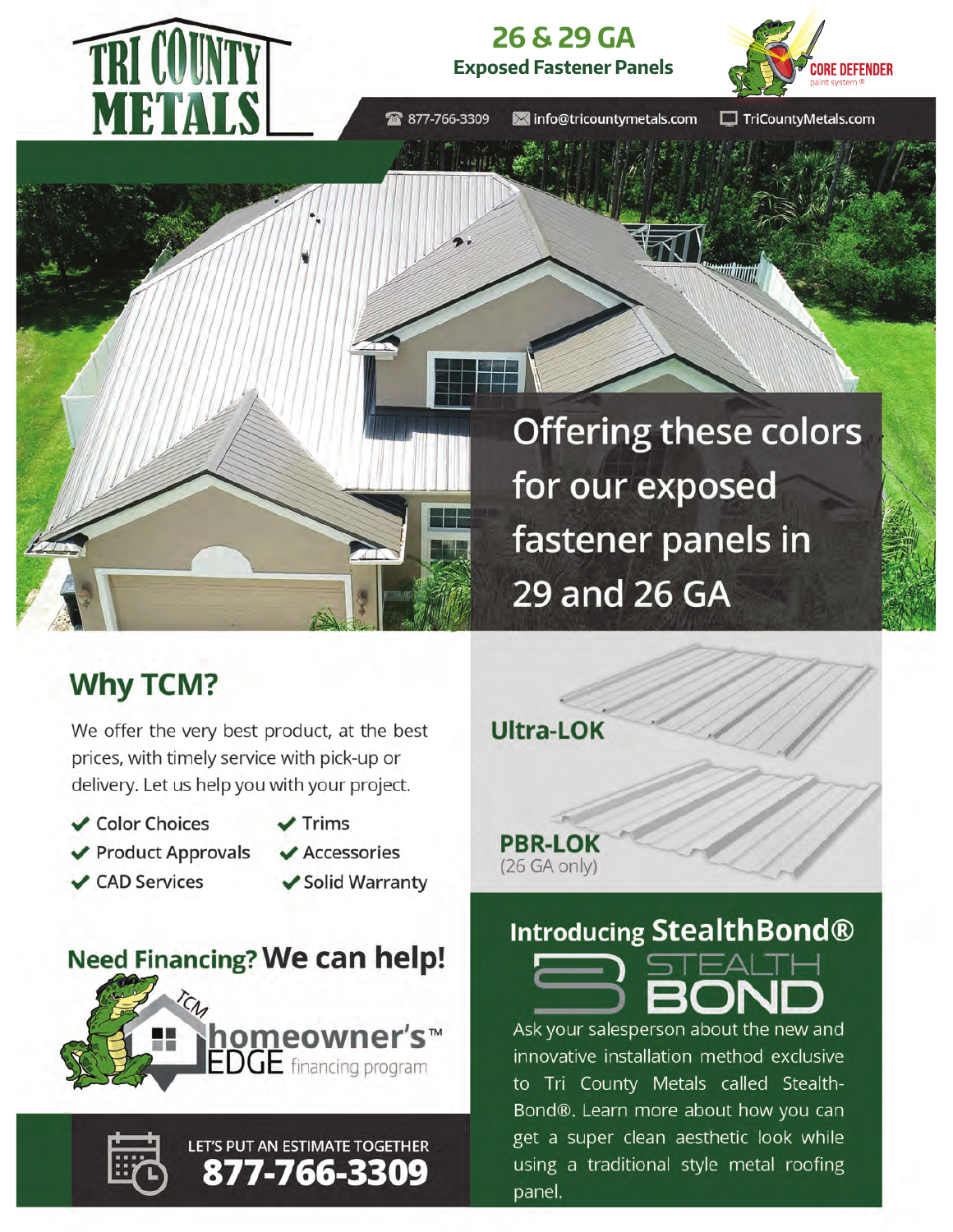# TRI COUNTY METALS

## 26 & 29 GA
**Exposed Fastener Panels**

CORE DEFENDER paint system ®

877-766-3309 | info@tricountymetals.com | TriCountyMetals.com

Offering these colors for our exposed fastener panels in 29 and 26 GA

## Why TCM?

We offer the very best product, at the best prices, with timely service with pick-up or delivery. Let us help you with your project.

- ✔ Color Choices
- ✔ Trims
- ✔ Product Approvals
- ✔ Accessories
- ✔ CAD Services
- ✔ Solid Warranty

**Ultra-LOK**

**PBR-LOK**
(26 GA only)

## Need Financing? We can help!

TCM homeowner's™ EDGE financing program

LET'S PUT AN ESTIMATE TOGETHER
**877-766-3309**

## Introducing StealthBond®

STEALTH BOND

Ask your salesperson about the new and innovative installation method exclusive to Tri County Metals called Stealth-Bond®. Learn more about how you can get a super clean aesthetic look while using a traditional style metal roofing panel.